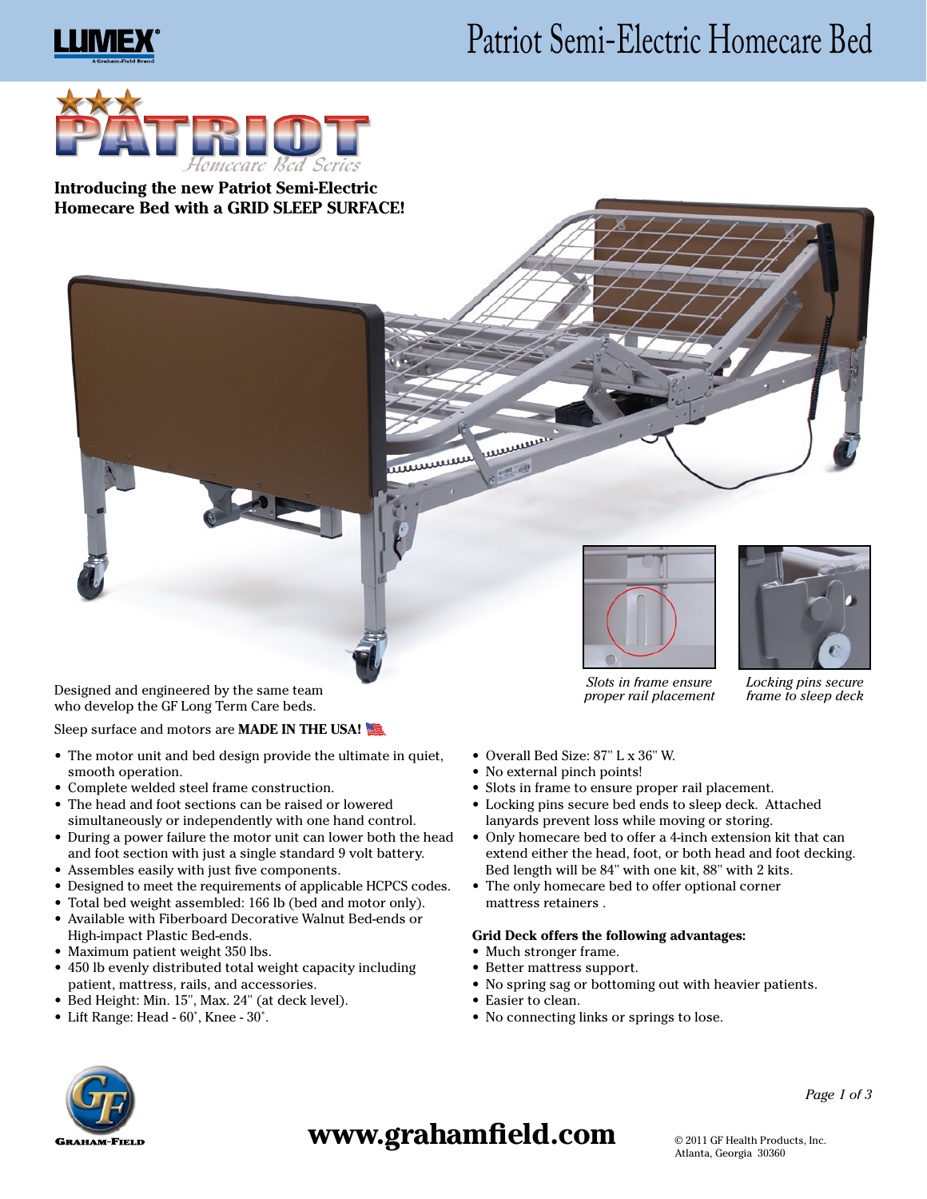# Patriot Semi-Electric Homecare Bed

**Introducing the new Patriot Semi-Electric Homecare Bed with a GRID SLEEP SURFACE!**

*Slots in frame ensure proper rail placement*

*Locking pins secure frame to sleep deck*

Designed and engineered by the same team who develop the GF Long Term Care beds.

Sleep surface and motors are **MADE IN THE USA!**

- The motor unit and bed design provide the ultimate in quiet, smooth operation.
- Complete welded steel frame construction.
- The head and foot sections can be raised or lowered simultaneously or independently with one hand control.
- During a power failure the motor unit can lower both the head and foot section with just a single standard 9 volt battery.
- Assembles easily with just five components.
- Designed to meet the requirements of applicable HCPCS codes.
- Total bed weight assembled: 166 lb (bed and motor only).
- Available with Fiberboard Decorative Walnut Bed-ends or High-impact Plastic Bed-ends.
- Maximum patient weight 350 lbs.
- 450 lb evenly distributed total weight capacity including patient, mattress, rails, and accessories.
- Bed Height: Min. 15", Max. 24" (at deck level).
- Lift Range: Head - 60˚, Knee - 30˚.
- Overall Bed Size: 87" L x 36" W.
- No external pinch points!
- Slots in frame to ensure proper rail placement.
- Locking pins secure bed ends to sleep deck. Attached lanyards prevent loss while moving or storing.
- Only homecare bed to offer a 4-inch extension kit that can extend either the head, foot, or both head and foot decking. Bed length will be 84" with one kit, 88" with 2 kits.
- The only homecare bed to offer optional corner mattress retainers .

**Grid Deck offers the following advantages:**

- Much stronger frame.
- Better mattress support.
- No spring sag or bottoming out with heavier patients.
- Easier to clean.
- No connecting links or springs to lose.

**www.grahamfield.com**

© 2011 GF Health Products, Inc.
Atlanta, Georgia 30360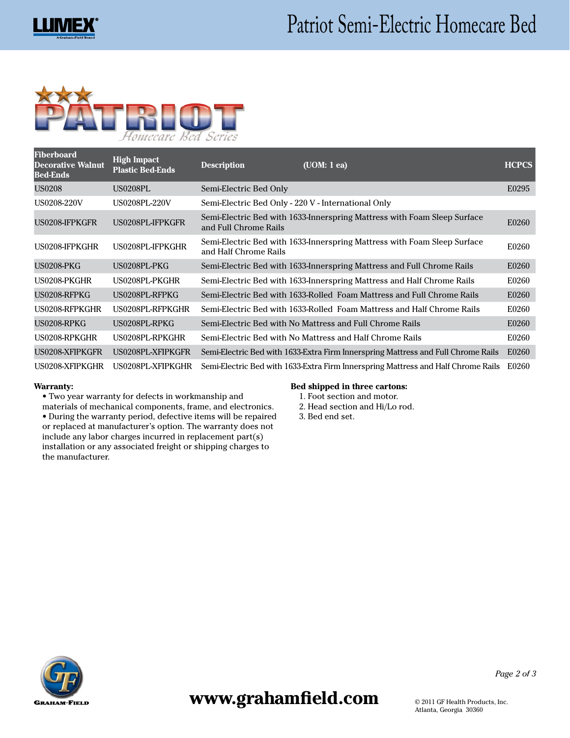# Patriot Semi-Electric Homecare Bed

PATRIOT
Homecare Bed Series

| Fiberboard Decorative Walnut Bed-Ends | High Impact Plastic Bed-Ends | Description (UOM: 1 ea) | HCPCS |
|---|---|---|---|
| US0208 | US0208PL | Semi-Electric Bed Only | E0295 |
| US0208-220V | US0208PL-220V | Semi-Electric Bed Only - 220 V - International Only | |
| US0208-IFPKGFR | US0208PL-IFPKGFR | Semi-Electric Bed with 1633-Innerspring Mattress with Foam Sleep Surface and Full Chrome Rails | E0260 |
| US0208-IFPKGHR | US0208PL-IFPKGHR | Semi-Electric Bed with 1633-Innerspring Mattress with Foam Sleep Surface and Half Chrome Rails | E0260 |
| US0208-PKG | US0208PL-PKG | Semi-Electric Bed with 1633-Innerspring Mattress and Full Chrome Rails | E0260 |
| US0208-PKGHR | US0208PL-PKGHR | Semi-Electric Bed with 1633-Innerspring Mattress and Half Chrome Rails | E0260 |
| US0208-RFPKG | US0208PL-RFPKG | Semi-Electric Bed with 1633-Rolled Foam Mattress and Full Chrome Rails | E0260 |
| US0208-RFPKGHR | US0208PL-RFPKGHR | Semi-Electric Bed with 1633-Rolled Foam Mattress and Half Chrome Rails | E0260 |
| US0208-RPKG | US0208PL-RPKG | Semi-Electric Bed with No Mattress and Full Chrome Rails | E0260 |
| US0208-RPKGHR | US0208PL-RPKGHR | Semi-Electric Bed with No Mattress and Half Chrome Rails | E0260 |
| US0208-XFIPKGFR | US0208PL-XFIPKGFR | Semi-Electric Bed with 1633-Extra Firm Innerspring Mattress and Full Chrome Rails | E0260 |
| US0208-XFIPKGHR | US0208PL-XFIPKGHR | Semi-Electric Bed with 1633-Extra Firm Innerspring Mattress and Half Chrome Rails | E0260 |

**Warranty:**

- Two year warranty for defects in workmanship and materials of mechanical components, frame, and electronics.
- During the warranty period, defective items will be repaired or replaced at manufacturer's option. The warranty does not include any labor charges incurred in replacement part(s) installation or any associated freight or shipping charges to the manufacturer.

**Bed shipped in three cartons:**

1. Foot section and motor.
2. Head section and Hi/Lo rod.
3. Bed end set.

www.grahamfield.com

© 2011 GF Health Products, Inc.
Atlanta, Georgia 30360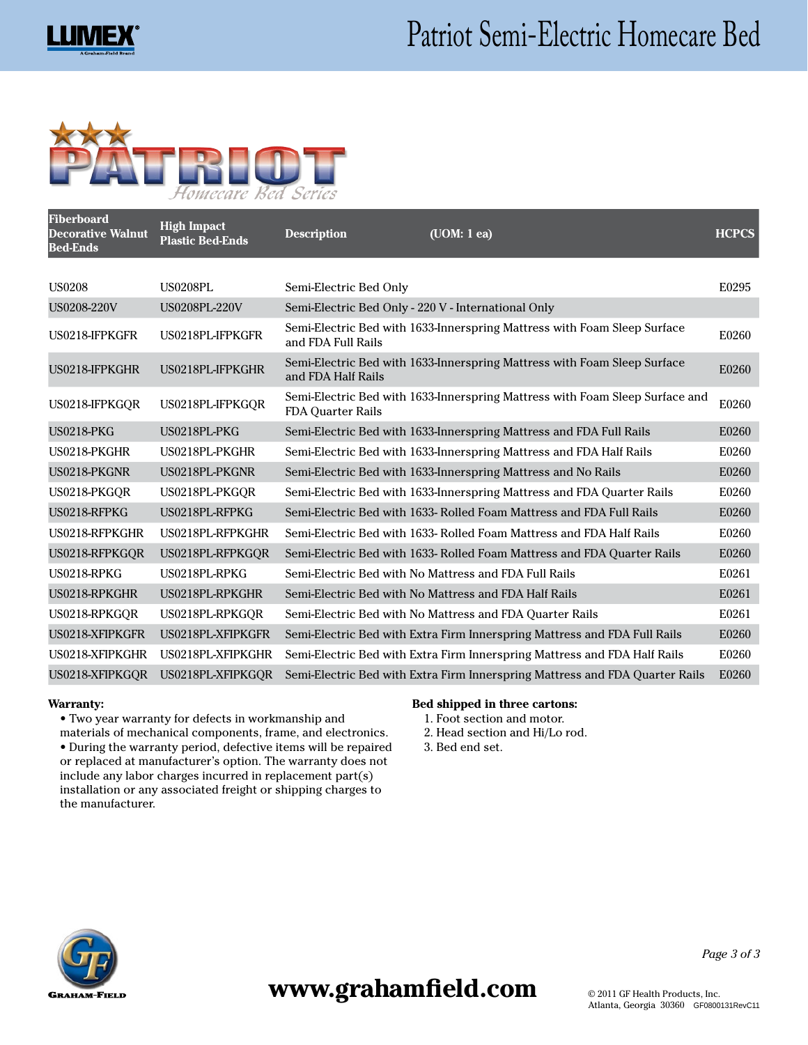# Patriot Semi-Electric Homecare Bed

PATRIOT Homecare Bed Series

| Fiberboard Decorative Walnut Bed-Ends | High Impact Plastic Bed-Ends | Description (UOM: 1 ea) | HCPCS |
|---|---|---|---|
| US0208 | US0208PL | Semi-Electric Bed Only | E0295 |
| US0208-220V | US0208PL-220V | Semi-Electric Bed Only - 220 V - International Only | |
| US0218-IFPKGFR | US0218PL-IFPKGFR | Semi-Electric Bed with 1633-Innerspring Mattress with Foam Sleep Surface and FDA Full Rails | E0260 |
| US0218-IFPKGHR | US0218PL-IFPKGHR | Semi-Electric Bed with 1633-Innerspring Mattress with Foam Sleep Surface and FDA Half Rails | E0260 |
| US0218-IFPKGQR | US0218PL-IFPKGQR | Semi-Electric Bed with 1633-Innerspring Mattress with Foam Sleep Surface and FDA Quarter Rails | E0260 |
| US0218-PKG | US0218PL-PKG | Semi-Electric Bed with 1633-Innerspring Mattress and FDA Full Rails | E0260 |
| US0218-PKGHR | US0218PL-PKGHR | Semi-Electric Bed with 1633-Innerspring Mattress and FDA Half Rails | E0260 |
| US0218-PKGNR | US0218PL-PKGNR | Semi-Electric Bed with 1633-Innerspring Mattress and No Rails | E0260 |
| US0218-PKGQR | US0218PL-PKGQR | Semi-Electric Bed with 1633-Innerspring Mattress and FDA Quarter Rails | E0260 |
| US0218-RFPKG | US0218PL-RFPKG | Semi-Electric Bed with 1633- Rolled Foam Mattress and FDA Full Rails | E0260 |
| US0218-RFPKGHR | US0218PL-RFPKGHR | Semi-Electric Bed with 1633- Rolled Foam Mattress and FDA Half Rails | E0260 |
| US0218-RFPKGQR | US0218PL-RFPKGQR | Semi-Electric Bed with 1633- Rolled Foam Mattress and FDA Quarter Rails | E0260 |
| US0218-RPKG | US0218PL-RPKG | Semi-Electric Bed with No Mattress and FDA Full Rails | E0261 |
| US0218-RPKGHR | US0218PL-RPKGHR | Semi-Electric Bed with No Mattress and FDA Half Rails | E0261 |
| US0218-RPKGQR | US0218PL-RPKGQR | Semi-Electric Bed with No Mattress and FDA Quarter Rails | E0261 |
| US0218-XFIPKGFR | US0218PL-XFIPKGFR | Semi-Electric Bed with Extra Firm Innerspring Mattress and FDA Full Rails | E0260 |
| US0218-XFIPKGHR | US0218PL-XFIPKGHR | Semi-Electric Bed with Extra Firm Innerspring Mattress and FDA Half Rails | E0260 |
| US0218-XFIPKGQR | US0218PL-XFIPKGQR | Semi-Electric Bed with Extra Firm Innerspring Mattress and FDA Quarter Rails | E0260 |

**Warranty:**

- Two year warranty for defects in workmanship and materials of mechanical components, frame, and electronics.
- During the warranty period, defective items will be repaired or replaced at manufacturer's option. The warranty does not include any labor charges incurred in replacement part(s) installation or any associated freight or shipping charges to the manufacturer.

**Bed shipped in three cartons:**

1. Foot section and motor.
2. Head section and Hi/Lo rod.
3. Bed end set.

www.grahamfield.com

© 2011 GF Health Products, Inc.
Atlanta, Georgia 30360 GF0800131RevC11